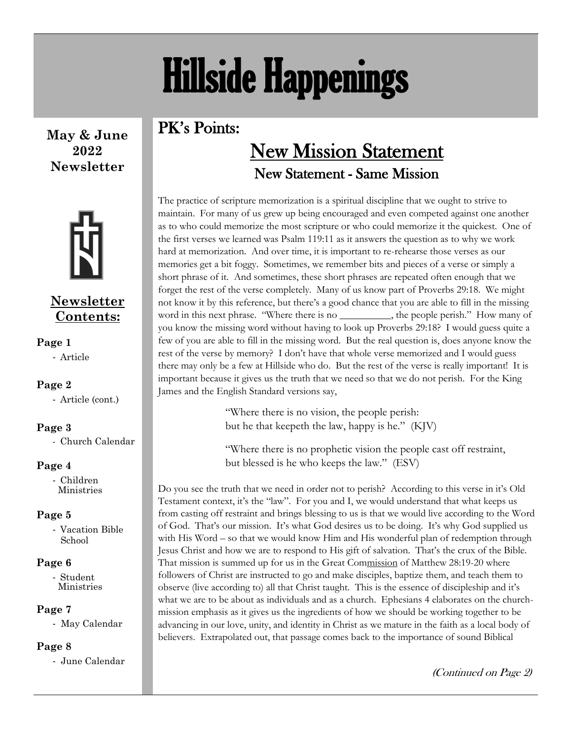# Hillside Happenings

**May & June 2022 Newsletter**

**Newsletter Contents:**

**Page 1**
- Article

**Page 2**
- Article (cont.)

**Page 3**
- Church Calendar

**Page 4**
- Children Ministries

**Page 5**
- Vacation Bible School

**Page 6**
- Student Ministries

**Page 7**
- May Calendar

**Page 8**
- June Calendar

## PK's Points:

## New Mission Statement

### New Statement - Same Mission

The practice of scripture memorization is a spiritual discipline that we ought to strive to maintain. For many of us grew up being encouraged and even competed against one another as to who could memorize the most scripture or who could memorize it the quickest. One of the first verses we learned was Psalm 119:11 as it answers the question as to why we work hard at memorization. And over time, it is important to re-rehearse those verses as our memories get a bit foggy. Sometimes, we remember bits and pieces of a verse or simply a short phrase of it. And sometimes, these short phrases are repeated often enough that we forget the rest of the verse completely. Many of us know part of Proverbs 29:18. We might not know it by this reference, but there's a good chance that you are able to fill in the missing word in this next phrase. "Where there is no __________, the people perish." How many of you know the missing word without having to look up Proverbs 29:18? I would guess quite a few of you are able to fill in the missing word. But the real question is, does anyone know the rest of the verse by memory? I don't have that whole verse memorized and I would guess there may only be a few at Hillside who do. But the rest of the verse is really important! It is important because it gives us the truth that we need so that we do not perish. For the King James and the English Standard versions say,

> "Where there is no vision, the people perish:
> but he that keepeth the law, happy is he." (KJV)
>
> "Where there is no prophetic vision the people cast off restraint,
> but blessed is he who keeps the law." (ESV)

Do you see the truth that we need in order not to perish? According to this verse in it's Old Testament context, it's the "law". For you and I, we would understand that what keeps us from casting off restraint and brings blessing to us is that we would live according to the Word of God. That's our mission. It's what God desires us to be doing. It's why God supplied us with His Word – so that we would know Him and His wonderful plan of redemption through Jesus Christ and how we are to respond to His gift of salvation. That's the crux of the Bible. That mission is summed up for us in the Great Commission of Matthew 28:19-20 where followers of Christ are instructed to go and make disciples, baptize them, and teach them to observe (live according to) all that Christ taught. This is the essence of discipleship and it's what we are to be about as individuals and as a church. Ephesians 4 elaborates on the church-mission emphasis as it gives us the ingredients of how we should be working together to be advancing in our love, unity, and identity in Christ as we mature in the faith as a local body of believers. Extrapolated out, that passage comes back to the importance of sound Biblical

*(Continued on Page 2)*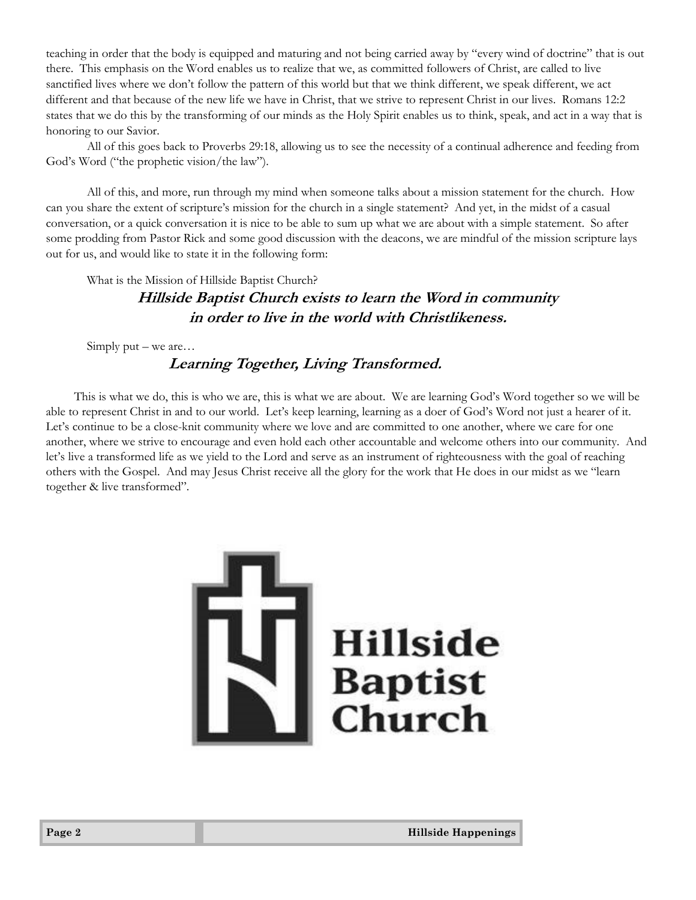teaching in order that the body is equipped and maturing and not being carried away by "every wind of doctrine" that is out there. This emphasis on the Word enables us to realize that we, as committed followers of Christ, are called to live sanctified lives where we don't follow the pattern of this world but that we think different, we speak different, we act different and that because of the new life we have in Christ, that we strive to represent Christ in our lives. Romans 12:2 states that we do this by the transforming of our minds as the Holy Spirit enables us to think, speak, and act in a way that is honoring to our Savior.

All of this goes back to Proverbs 29:18, allowing us to see the necessity of a continual adherence and feeding from God's Word ("the prophetic vision/the law").

All of this, and more, run through my mind when someone talks about a mission statement for the church. How can you share the extent of scripture's mission for the church in a single statement? And yet, in the midst of a casual conversation, or a quick conversation it is nice to be able to sum up what we are about with a simple statement. So after some prodding from Pastor Rick and some good discussion with the deacons, we are mindful of the mission scripture lays out for us, and would like to state it in the following form:

What is the Mission of Hillside Baptist Church?

***Hillside Baptist Church exists to learn the Word in community in order to live in the world with Christlikeness.***

Simply put – we are…

***Learning Together, Living Transformed.***

This is what we do, this is who we are, this is what we are about. We are learning God's Word together so we will be able to represent Christ in and to our world. Let's keep learning, learning as a doer of God's Word not just a hearer of it. Let's continue to be a close-knit community where we love and are committed to one another, where we care for one another, where we strive to encourage and even hold each other accountable and welcome others into our community. And let's live a transformed life as we yield to the Lord and serve as an instrument of righteousness with the goal of reaching others with the Gospel. And may Jesus Christ receive all the glory for the work that He does in our midst as we "learn together & live transformed".

Hillside Baptist Church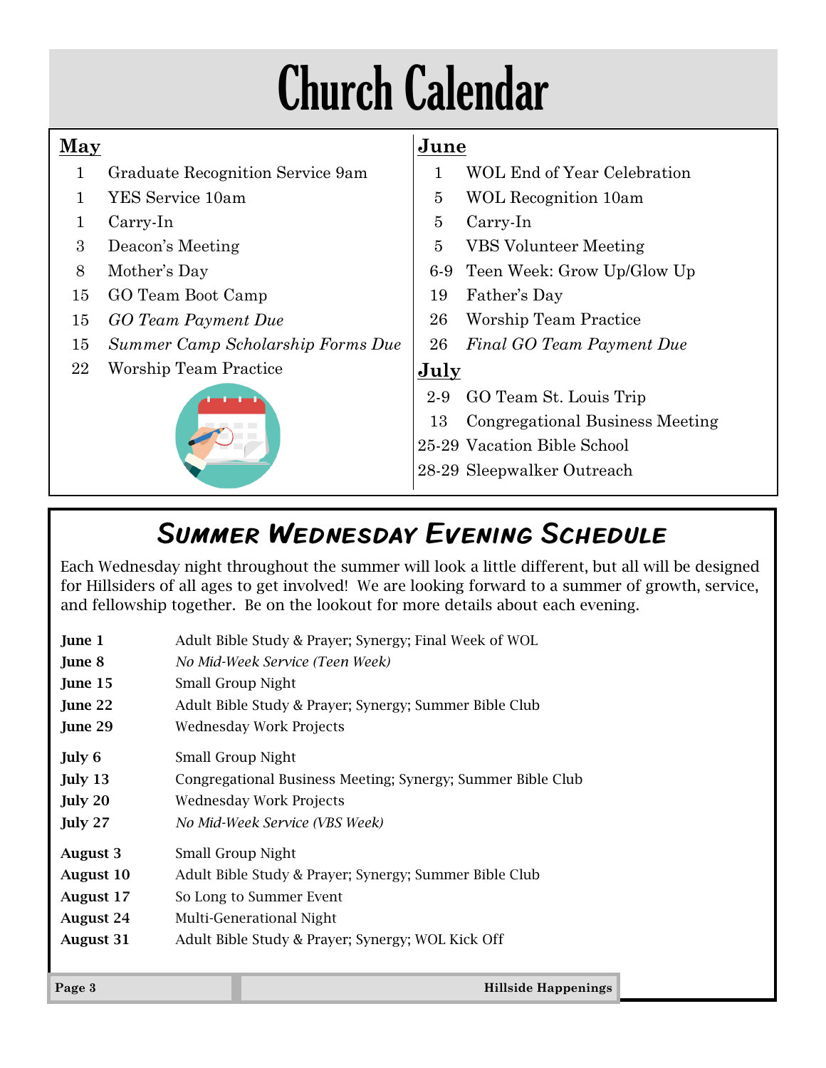# Church Calendar

## May

| | |
|---|---|
| 1 | Graduate Recognition Service 9am |
| 1 | YES Service 10am |
| 1 | Carry-In |
| 3 | Deacon's Meeting |
| 8 | Mother's Day |
| 15 | GO Team Boot Camp |
| 15 | *GO Team Payment Due* |
| 15 | *Summer Camp Scholarship Forms Due* |
| 22 | Worship Team Practice |

## June

| | |
|---|---|
| 1 | WOL End of Year Celebration |
| 5 | WOL Recognition 10am |
| 5 | Carry-In |
| 5 | VBS Volunteer Meeting |
| 6-9 | Teen Week: Grow Up/Glow Up |
| 19 | Father's Day |
| 26 | Worship Team Practice |
| 26 | *Final GO Team Payment Due* |

## July

| | |
|---|---|
| 2-9 | GO Team St. Louis Trip |
| 13 | Congregational Business Meeting |
| 25-29 | Vacation Bible School |
| 28-29 | Sleepwalker Outreach |

## Summer Wednesday Evening Schedule

Each Wednesday night throughout the summer will look a little different, but all will be designed for Hillsiders of all ages to get involved! We are looking forward to a summer of growth, service, and fellowship together. Be on the lookout for more details about each evening.

| | |
|---|---|
| **June 1** | Adult Bible Study & Prayer; Synergy; Final Week of WOL |
| **June 8** | *No Mid-Week Service (Teen Week)* |
| **June 15** | Small Group Night |
| **June 22** | Adult Bible Study & Prayer; Synergy; Summer Bible Club |
| **June 29** | Wednesday Work Projects |
| **July 6** | Small Group Night |
| **July 13** | Congregational Business Meeting; Synergy; Summer Bible Club |
| **July 20** | Wednesday Work Projects |
| **July 27** | *No Mid-Week Service (VBS Week)* |
| **August 3** | Small Group Night |
| **August 10** | Adult Bible Study & Prayer; Synergy; Summer Bible Club |
| **August 17** | So Long to Summer Event |
| **August 24** | Multi-Generational Night |
| **August 31** | Adult Bible Study & Prayer; Synergy; WOL Kick Off |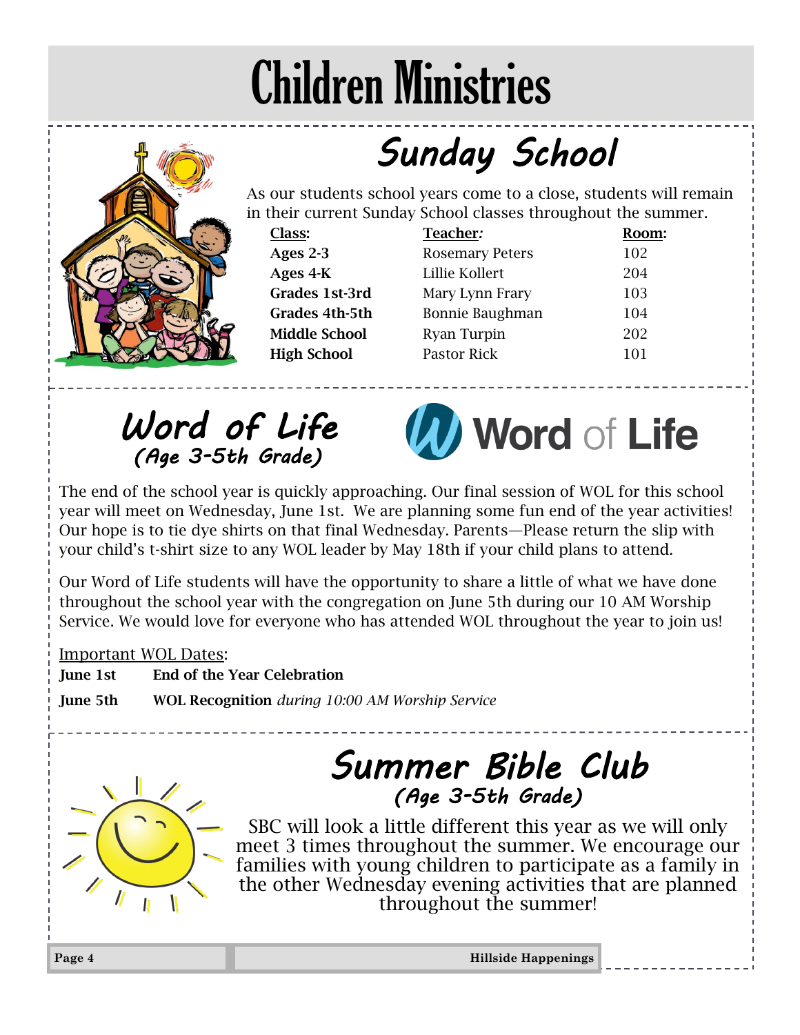# Children Ministries

## Sunday School

As our students school years come to a close, students will remain in their current Sunday School classes throughout the summer.

| Class: | Teacher: | Room: |
| --- | --- | --- |
| **Ages 2-3** | Rosemary Peters | 102 |
| **Ages 4-K** | Lillie Kollert | 204 |
| **Grades 1st-3rd** | Mary Lynn Frary | 103 |
| **Grades 4th-5th** | Bonnie Baughman | 104 |
| **Middle School** | Ryan Turpin | 202 |
| **High School** | Pastor Rick | 101 |

## Word of Life
### (Age 3-5th Grade)

Word of Life

The end of the school year is quickly approaching. Our final session of WOL for this school year will meet on Wednesday, June 1st. We are planning some fun end of the year activities! Our hope is to tie dye shirts on that final Wednesday. Parents—Please return the slip with your child's t-shirt size to any WOL leader by May 18th if your child plans to attend.

Our Word of Life students will have the opportunity to share a little of what we have done throughout the school year with the congregation on June 5th during our 10 AM Worship Service. We would love for everyone who has attended WOL throughout the year to join us!

Important WOL Dates:

**June 1st** **End of the Year Celebration**

**June 5th** **WOL Recognition** *during 10:00 AM Worship Service*

## Summer Bible Club
### (Age 3-5th Grade)

SBC will look a little different this year as we will only meet 3 times throughout the summer. We encourage our families with young children to participate as a family in the other Wednesday evening activities that are planned throughout the summer!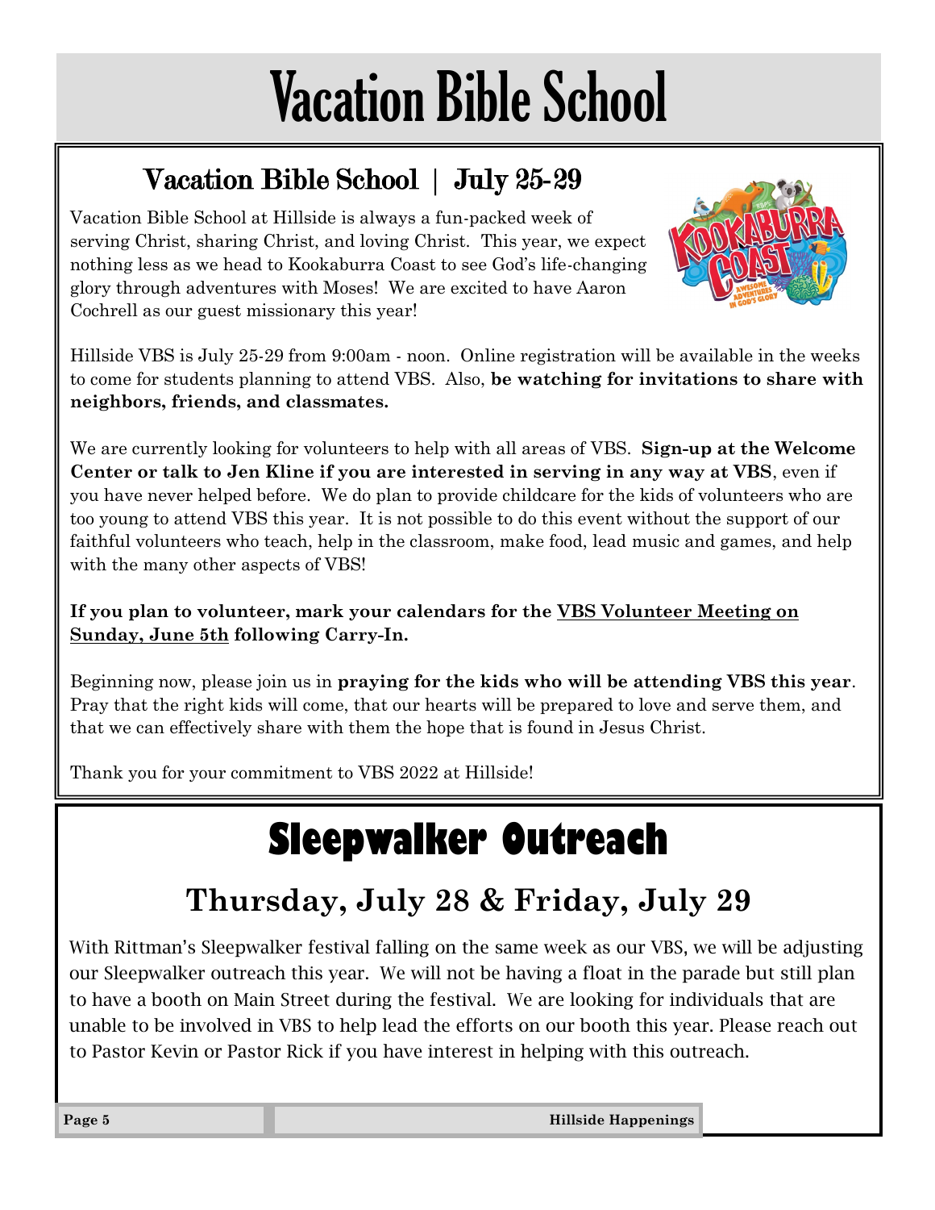# Vacation Bible School

## Vacation Bible School | July 25-29

Vacation Bible School at Hillside is always a fun-packed week of serving Christ, sharing Christ, and loving Christ. This year, we expect nothing less as we head to Kookaburra Coast to see God's life-changing glory through adventures with Moses! We are excited to have Aaron Cochrell as our guest missionary this year!

Hillside VBS is July 25-29 from 9:00am - noon. Online registration will be available in the weeks to come for students planning to attend VBS. Also, **be watching for invitations to share with neighbors, friends, and classmates.**

We are currently looking for volunteers to help with all areas of VBS. **Sign-up at the Welcome Center or talk to Jen Kline if you are interested in serving in any way at VBS**, even if you have never helped before. We do plan to provide childcare for the kids of volunteers who are too young to attend VBS this year. It is not possible to do this event without the support of our faithful volunteers who teach, help in the classroom, make food, lead music and games, and help with the many other aspects of VBS!

**If you plan to volunteer, mark your calendars for the <u>VBS Volunteer Meeting on Sunday, June 5th</u> following Carry-In.**

Beginning now, please join us in **praying for the kids who will be attending VBS this year**. Pray that the right kids will come, that our hearts will be prepared to love and serve them, and that we can effectively share with them the hope that is found in Jesus Christ.

Thank you for your commitment to VBS 2022 at Hillside!

# Sleepwalker Outreach

## Thursday, July 28 & Friday, July 29

With Rittman's Sleepwalker festival falling on the same week as our VBS, we will be adjusting our Sleepwalker outreach this year. We will not be having a float in the parade but still plan to have a booth on Main Street during the festival. We are looking for individuals that are unable to be involved in VBS to help lead the efforts on our booth this year. Please reach out to Pastor Kevin or Pastor Rick if you have interest in helping with this outreach.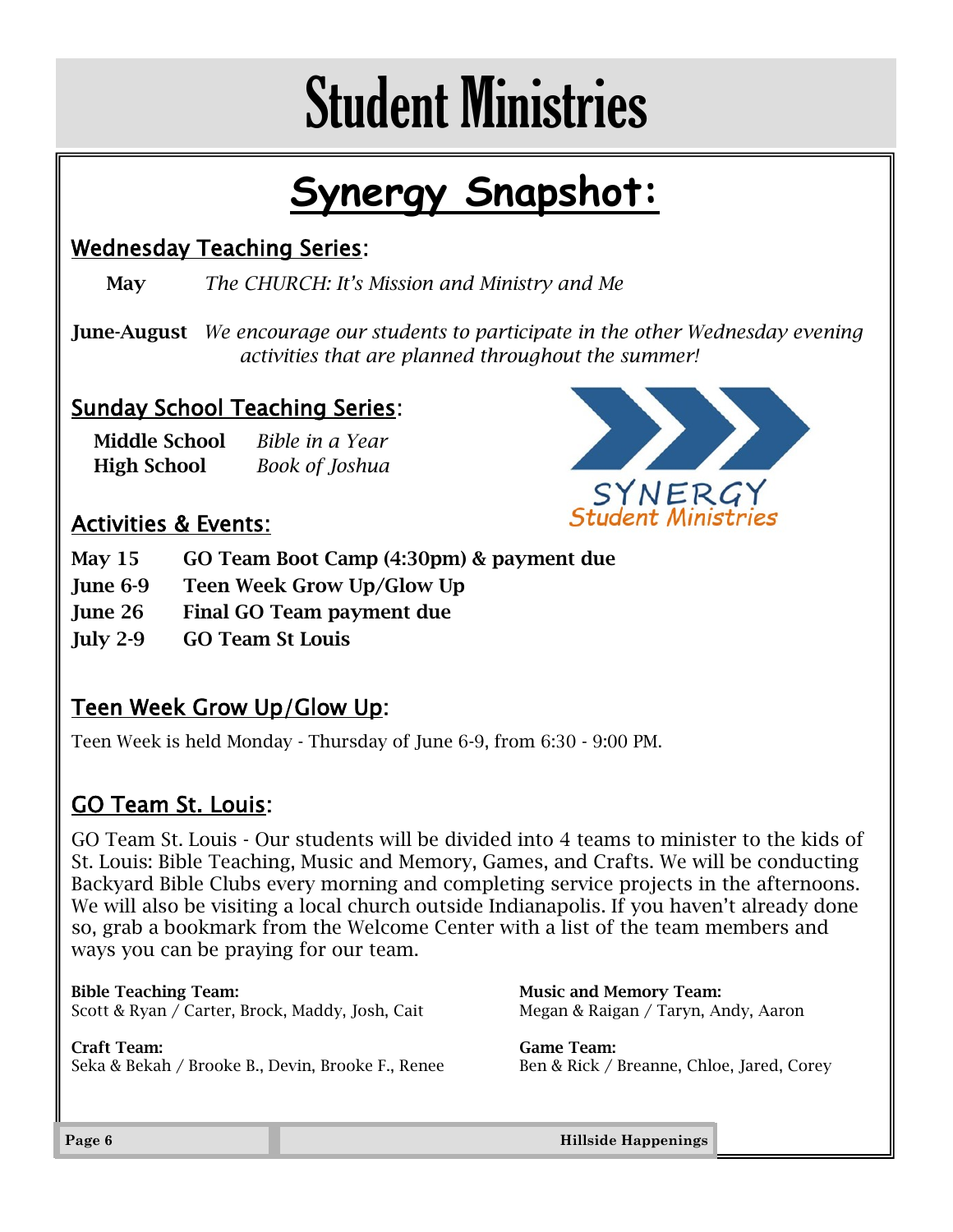# Student Ministries

## Synergy Snapshot:

### Wednesday Teaching Series:

**May** *The CHURCH: It's Mission and Ministry and Me*

**June-August** *We encourage our students to participate in the other Wednesday evening activities that are planned throughout the summer!*

### Sunday School Teaching Series:

**Middle School** *Bible in a Year*
**High School** *Book of Joshua*

SYNERGY
*Student Ministries*

### Activities & Events:

**May 15** **GO Team Boot Camp (4:30pm) & payment due**
**June 6-9** **Teen Week Grow Up/Glow Up**
**June 26** **Final GO Team payment due**
**July 2-9** **GO Team St Louis**

### Teen Week Grow Up/Glow Up:

Teen Week is held Monday - Thursday of June 6-9, from 6:30 - 9:00 PM.

### GO Team St. Louis:

GO Team St. Louis - Our students will be divided into 4 teams to minister to the kids of St. Louis: Bible Teaching, Music and Memory, Games, and Crafts. We will be conducting Backyard Bible Clubs every morning and completing service projects in the afternoons. We will also be visiting a local church outside Indianapolis. If you haven't already done so, grab a bookmark from the Welcome Center with a list of the team members and ways you can be praying for our team.

**Bible Teaching Team:**
Scott & Ryan / Carter, Brock, Maddy, Josh, Cait

**Music and Memory Team:**
Megan & Raigan / Taryn, Andy, Aaron

**Craft Team:**
Seka & Bekah / Brooke B., Devin, Brooke F., Renee

**Game Team:**
Ben & Rick / Breanne, Chloe, Jared, Corey